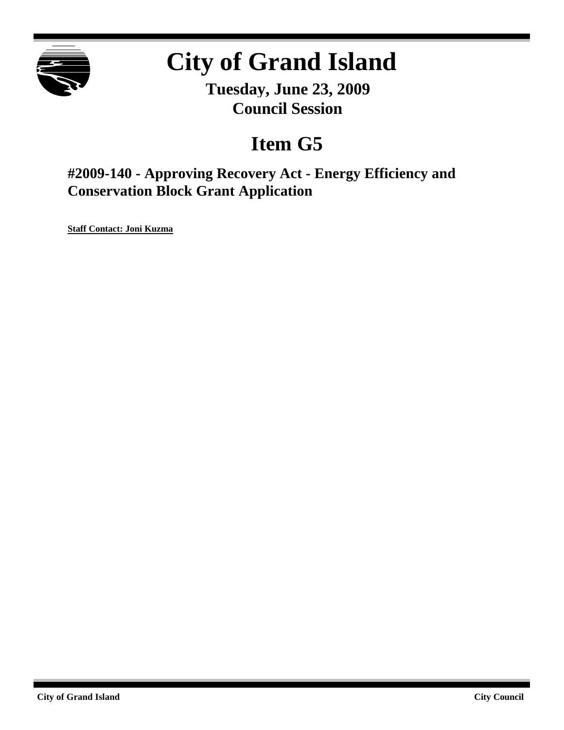# City of Grand Island

**Tuesday, June 23, 2009**
**Council Session**

## Item G5

### #2009-140 - Approving Recovery Act - Energy Efficiency and Conservation Block Grant Application

**Staff Contact: Joni Kuzma**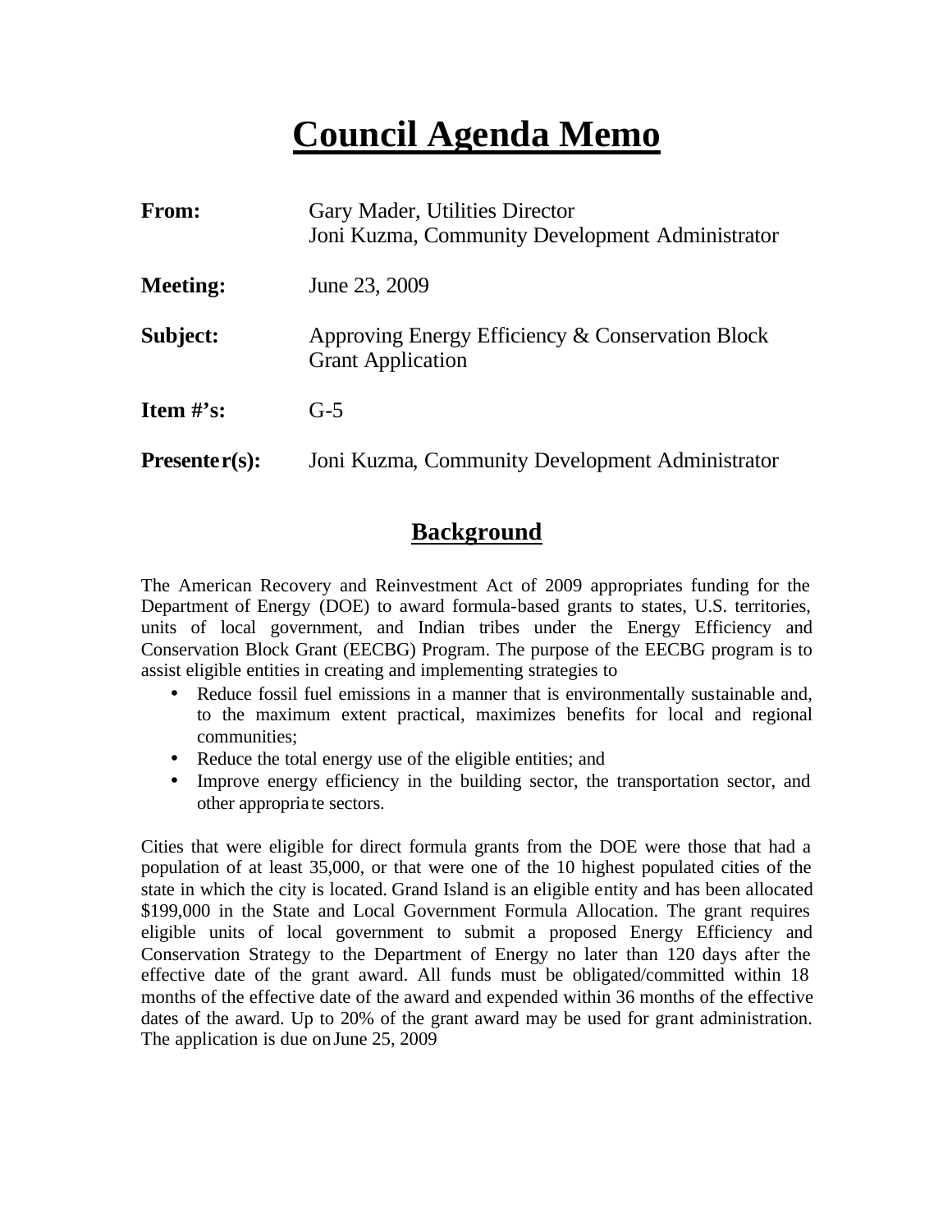# Council Agenda Memo

| | |
|---|---|
| **From:** | Gary Mader, Utilities Director<br>Joni Kuzma, Community Development Administrator |
| **Meeting:** | June 23, 2009 |
| **Subject:** | Approving Energy Efficiency & Conservation Block Grant Application |
| **Item #'s:** | G-5 |
| **Presenter(s):** | Joni Kuzma, Community Development Administrator |

## Background

The American Recovery and Reinvestment Act of 2009 appropriates funding for the Department of Energy (DOE) to award formula-based grants to states, U.S. territories, units of local government, and Indian tribes under the Energy Efficiency and Conservation Block Grant (EECBG) Program. The purpose of the EECBG program is to assist eligible entities in creating and implementing strategies to

- Reduce fossil fuel emissions in a manner that is environmentally sustainable and, to the maximum extent practical, maximizes benefits for local and regional communities;
- Reduce the total energy use of the eligible entities; and
- Improve energy efficiency in the building sector, the transportation sector, and other appropriate sectors.

Cities that were eligible for direct formula grants from the DOE were those that had a population of at least 35,000, or that were one of the 10 highest populated cities of the state in which the city is located. Grand Island is an eligible entity and has been allocated $199,000 in the State and Local Government Formula Allocation. The grant requires eligible units of local government to submit a proposed Energy Efficiency and Conservation Strategy to the Department of Energy no later than 120 days after the effective date of the grant award. All funds must be obligated/committed within 18 months of the effective date of the award and expended within 36 months of the effective dates of the award. Up to 20% of the grant award may be used for grant administration. The application is due on June 25, 2009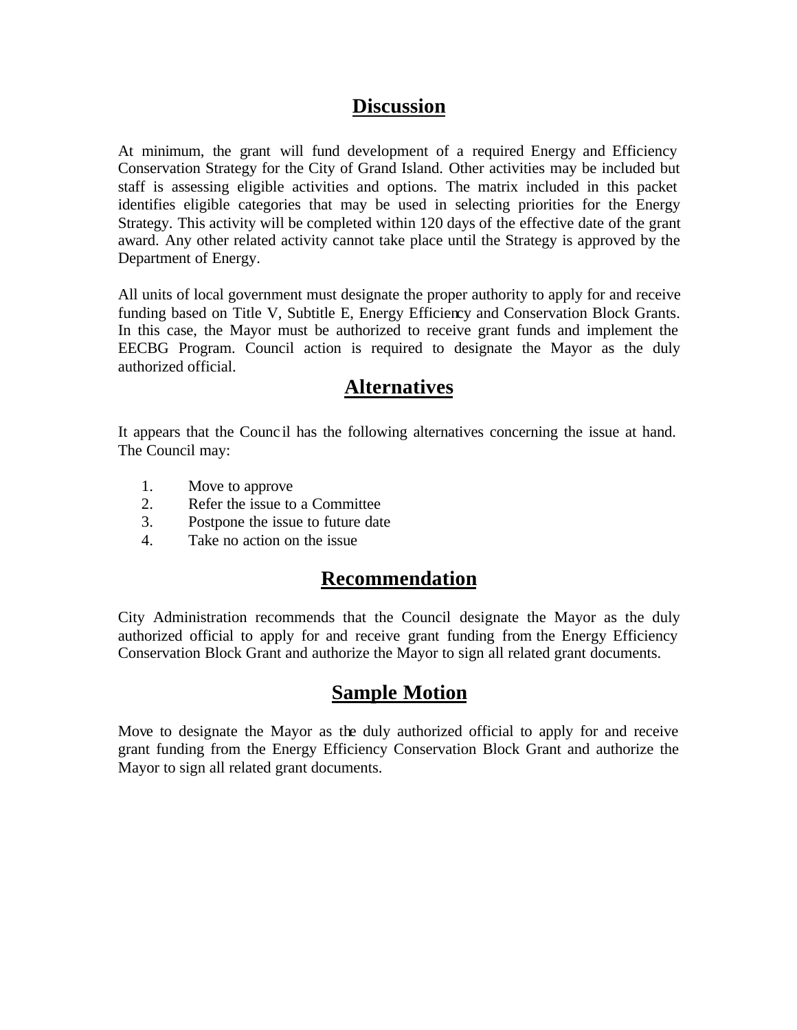## Discussion

At minimum, the grant will fund development of a required Energy and Efficiency Conservation Strategy for the City of Grand Island. Other activities may be included but staff is assessing eligible activities and options. The matrix included in this packet identifies eligible categories that may be used in selecting priorities for the Energy Strategy. This activity will be completed within 120 days of the effective date of the grant award. Any other related activity cannot take place until the Strategy is approved by the Department of Energy.

All units of local government must designate the proper authority to apply for and receive funding based on Title V, Subtitle E, Energy Efficiency and Conservation Block Grants. In this case, the Mayor must be authorized to receive grant funds and implement the EECBG Program. Council action is required to designate the Mayor as the duly authorized official.

## Alternatives

It appears that the Council has the following alternatives concerning the issue at hand. The Council may:

1. Move to approve
2. Refer the issue to a Committee
3. Postpone the issue to future date
4. Take no action on the issue

## Recommendation

City Administration recommends that the Council designate the Mayor as the duly authorized official to apply for and receive grant funding from the Energy Efficiency Conservation Block Grant and authorize the Mayor to sign all related grant documents.

## Sample Motion

Move to designate the Mayor as the duly authorized official to apply for and receive grant funding from the Energy Efficiency Conservation Block Grant and authorize the Mayor to sign all related grant documents.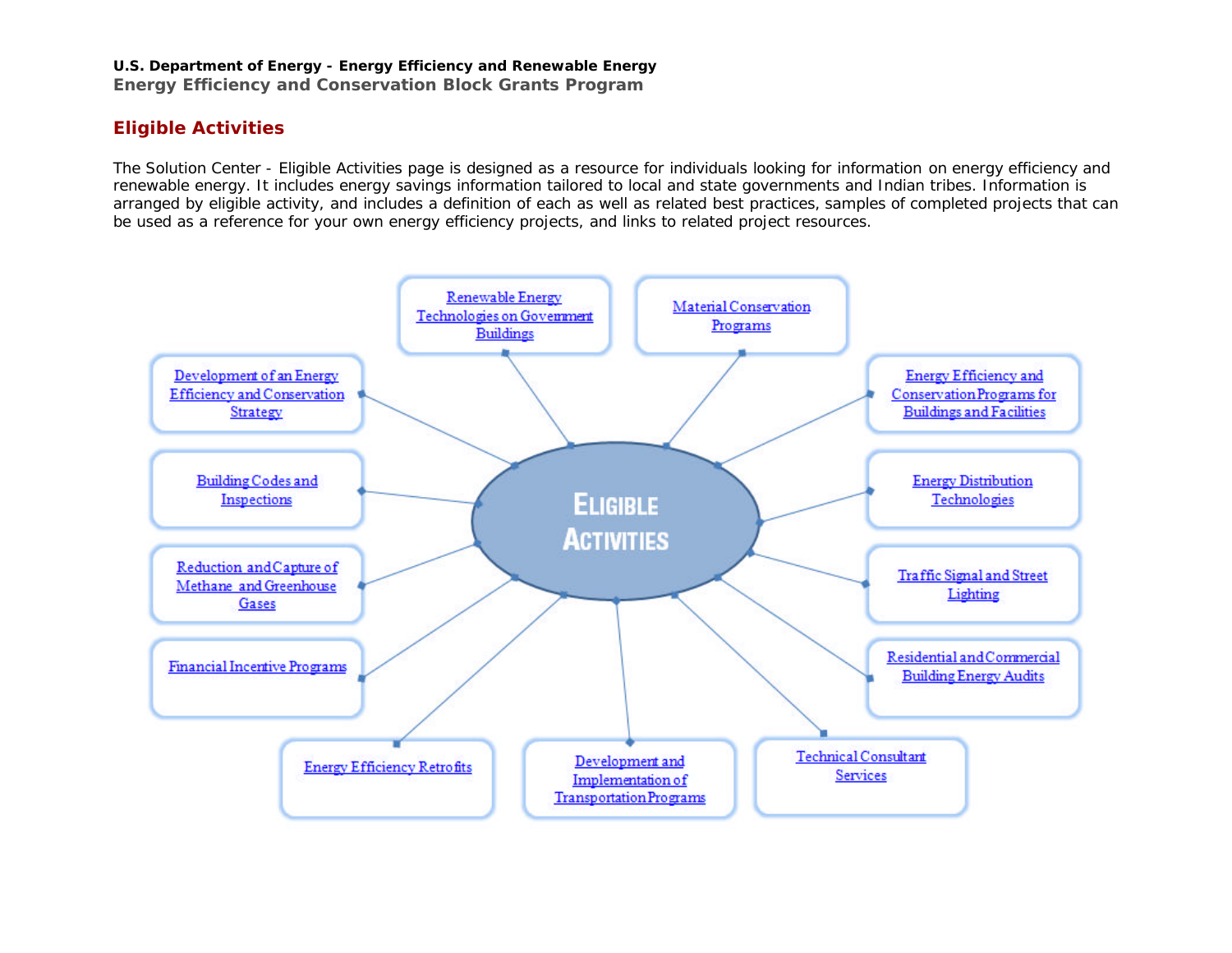**U.S. Department of Energy - Energy Efficiency and Renewable Energy**

**Energy Efficiency and Conservation Block Grants Program**

## Eligible Activities

The Solution Center - Eligible Activities page is designed as a resource for individuals looking for information on energy efficiency and renewable energy. It includes energy savings information tailored to local and state governments and Indian tribes. Information is arranged by eligible activity, and includes a definition of each as well as related best practices, samples of completed projects that can be used as a reference for your own energy efficiency projects, and links to related project resources.

**ELIGIBLE ACTIVITIES**

- Renewable Energy Technologies on Government Buildings
- Material Conservation Programs
- Energy Efficiency and Conservation Programs for Buildings and Facilities
- Energy Distribution Technologies
- Traffic Signal and Street Lighting
- Residential and Commercial Building Energy Audits
- Technical Consultant Services
- Development and Implementation of Transportation Programs
- Energy Efficiency Retrofits
- Financial Incentive Programs
- Reduction and Capture of Methane and Greenhouse Gases
- Building Codes and Inspections
- Development of an Energy Efficiency and Conservation Strategy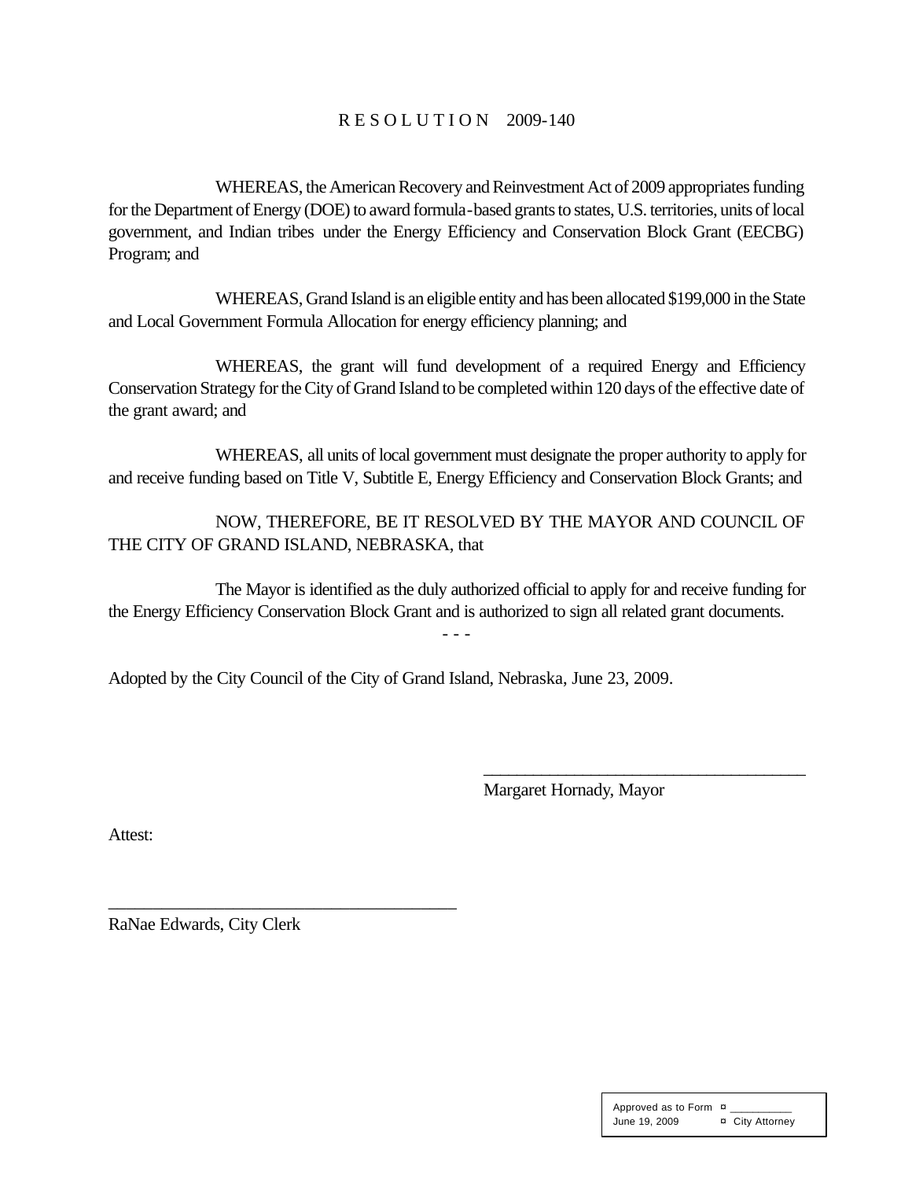# R E S O L U T I O N 2009-140

WHEREAS, the American Recovery and Reinvestment Act of 2009 appropriates funding for the Department of Energy (DOE) to award formula-based grants to states, U.S. territories, units of local government, and Indian tribes under the Energy Efficiency and Conservation Block Grant (EECBG) Program; and

WHEREAS, Grand Island is an eligible entity and has been allocated $199,000 in the State and Local Government Formula Allocation for energy efficiency planning; and

WHEREAS, the grant will fund development of a required Energy and Efficiency Conservation Strategy for the City of Grand Island to be completed within 120 days of the effective date of the grant award; and

WHEREAS, all units of local government must designate the proper authority to apply for and receive funding based on Title V, Subtitle E, Energy Efficiency and Conservation Block Grants; and

NOW, THEREFORE, BE IT RESOLVED BY THE MAYOR AND COUNCIL OF THE CITY OF GRAND ISLAND, NEBRASKA, that

The Mayor is identified as the duly authorized official to apply for and receive funding for the Energy Efficiency Conservation Block Grant and is authorized to sign all related grant documents.

- - -

Adopted by the City Council of the City of Grand Island, Nebraska, June 23, 2009.

_____________________________________
Margaret Hornady, Mayor

Attest:

_______________________________________
RaNae Edwards, City Clerk

Approved as to Form ¤ ___________
June 19, 2009 ¤ City Attorney